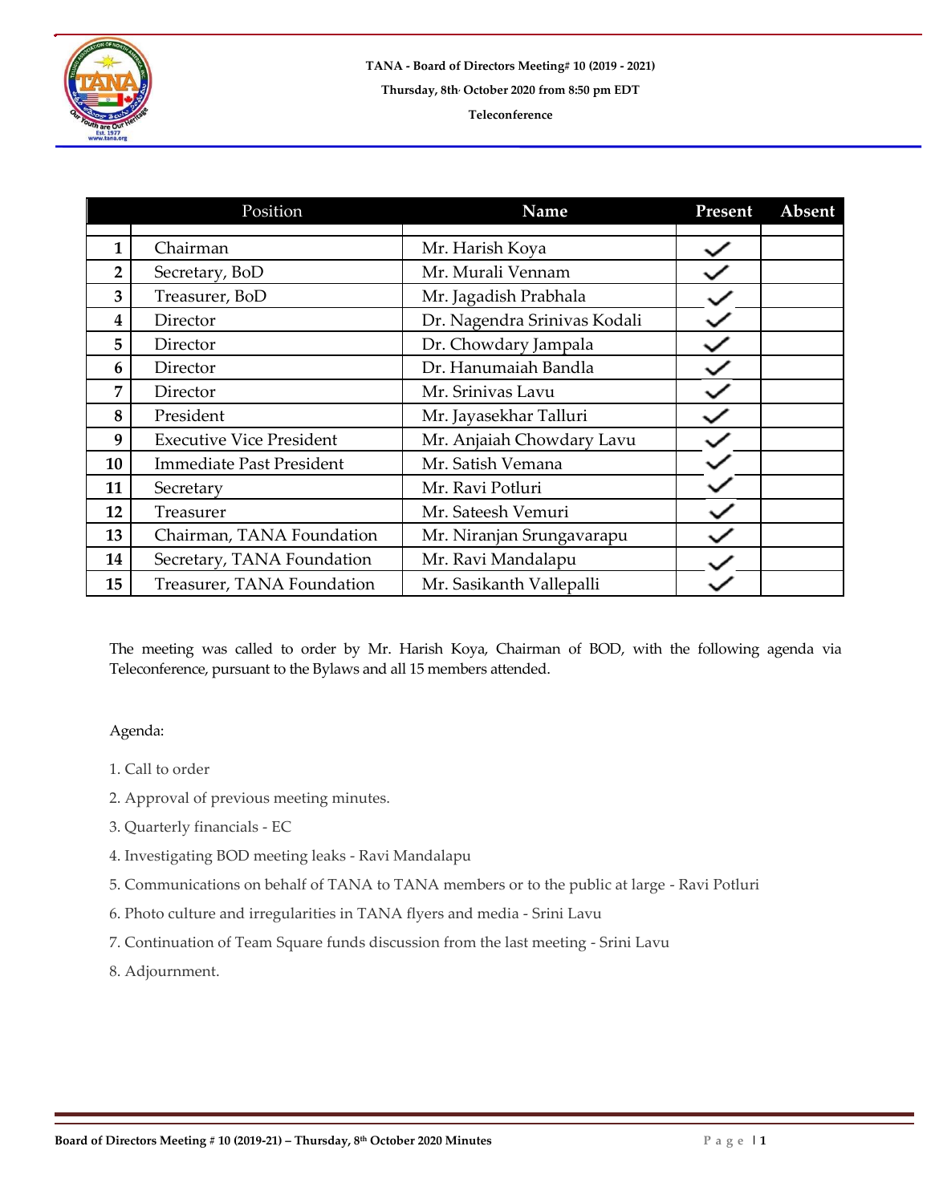**TANA - Board of Directors Meeting# 10 (2019 - 2021)**

**Thursday, 8th October 2020 from 8:50 pm EDT**

**Teleconference**

| | Position | Name | Present | Absent |
|---|---|---|---|---|
| 1 | Chairman | Mr. Harish Koya | ✓ | |
| 2 | Secretary, BoD | Mr. Murali Vennam | ✓ | |
| 3 | Treasurer, BoD | Mr. Jagadish Prabhala | ✓ | |
| 4 | Director | Dr. Nagendra Srinivas Kodali | ✓ | |
| 5 | Director | Dr. Chowdary Jampala | ✓ | |
| 6 | Director | Dr. Hanumaiah Bandla | ✓ | |
| 7 | Director | Mr. Srinivas Lavu | ✓ | |
| 8 | President | Mr. Jayasekhar Talluri | ✓ | |
| 9 | Executive Vice President | Mr. Anjaiah Chowdary Lavu | ✓ | |
| 10 | Immediate Past President | Mr. Satish Vemana | ✓ | |
| 11 | Secretary | Mr. Ravi Potluri | ✓ | |
| 12 | Treasurer | Mr. Sateesh Vemuri | ✓ | |
| 13 | Chairman, TANA Foundation | Mr. Niranjan Srungavarapu | ✓ | |
| 14 | Secretary, TANA Foundation | Mr. Ravi Mandalapu | ✓ | |
| 15 | Treasurer, TANA Foundation | Mr. Sasikanth Vallepalli | ✓ | |

The meeting was called to order by Mr. Harish Koya, Chairman of BOD, with the following agenda via Teleconference, pursuant to the Bylaws and all 15 members attended.

Agenda:

1. Call to order
2. Approval of previous meeting minutes.
3. Quarterly financials - EC
4. Investigating BOD meeting leaks - Ravi Mandalapu
5. Communications on behalf of TANA to TANA members or to the public at large - Ravi Potluri
6. Photo culture and irregularities in TANA flyers and media - Srini Lavu
7. Continuation of Team Square funds discussion from the last meeting - Srini Lavu
8. Adjournment.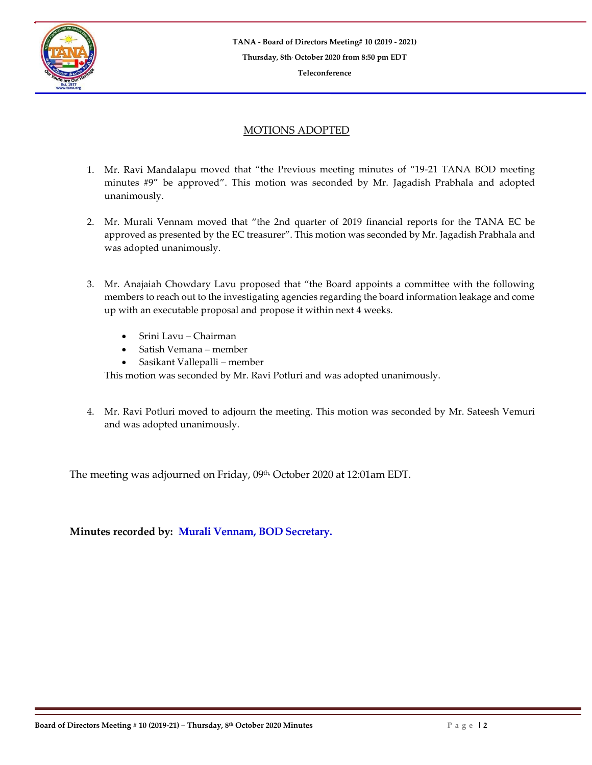## MOTIONS ADOPTED

1. Mr. Ravi Mandalapu moved that "the Previous meeting minutes of "19-21 TANA BOD meeting minutes #9" be approved". This motion was seconded by Mr. Jagadish Prabhala and adopted unanimously.

2. Mr. Murali Vennam moved that "the 2nd quarter of 2019 financial reports for the TANA EC be approved as presented by the EC treasurer". This motion was seconded by Mr. Jagadish Prabhala and was adopted unanimously.

3. Mr. Anajaiah Chowdary Lavu proposed that "the Board appoints a committee with the following members to reach out to the investigating agencies regarding the board information leakage and come up with an executable proposal and propose it within next 4 weeks.

   - Srini Lavu – Chairman
   - Satish Vemana – member
   - Sasikant Vallepalli – member

   This motion was seconded by Mr. Ravi Potluri and was adopted unanimously.

4. Mr. Ravi Potluri moved to adjourn the meeting. This motion was seconded by Mr. Sateesh Vemuri and was adopted unanimously.

The meeting was adjourned on Friday, 09th, October 2020 at 12:01am EDT.

**Minutes recorded by: Murali Vennam, BOD Secretary.**